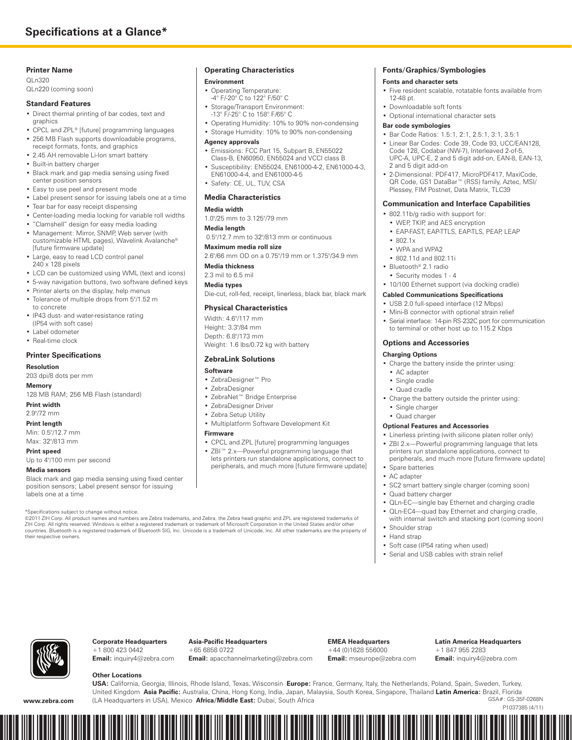# Specifications at a Glance*

## Printer Name

QLn320
QLn220 (coming soon)

## Standard Features

- Direct thermal printing of bar codes, text and graphics
- CPCL and ZPL® [future] programming languages
- 256 MB Flash supports downloadable programs, receipt formats, fonts, and graphics
- 2.45 AH removable Li-Ion smart battery
- Built-in battery charger
- Black mark and gap media sensing using fixed center position sensors
- Easy to use peel and present mode
- Label present sensor for issuing labels one at a time
- Tear bar for easy receipt dispensing
- Center-loading media locking for variable roll widths
- "Clamshell" design for easy media loading
- Management: Mirror, SNMP, Web server (with customizable HTML pages), Wavelink Avalanche® [future firmware update]
- Large, easy to read LCD control panel 240 x 128 pixels
- LCD can be customized using WML (text and icons)
- 5-way navigation buttons, two software defined keys
- Printer alerts on the display, help menus
- Tolerance of multiple drops from 5'/1.52 m to concrete
- IP43 dust- and water-resistance rating (IP54 with soft case)
- Label odometer
- Real-time clock

## Printer Specifications

**Resolution**

203 dpi/8 dots per mm

**Memory**

128 MB RAM; 256 MB Flash (standard)

**Print width**

2.9"/72 mm

**Print length**

Min: 0.5"/12.7 mm
Max: 32"/813 mm

**Print speed**

Up to 4"/100 mm per second

**Media sensors**

Black mark and gap media sensing using fixed center position sensors; Label present sensor for issuing labels one at a time

## Operating Characteristics

### Environment

- Operating Temperature: -4° F/-20° C to 122° F/50° C
- Storage/Transport Environment: -13° F/-25° C to 158° F/65° C
- Operating Humidity: 10% to 90% non-condensing
- Storage Humidity: 10% to 90% non-condensing

### Agency approvals

- Emissions: FCC Part 15, Subpart B, EN55022 Class-B, EN60950, EN55024 and VCCI class B
- Susceptibility: EN55024, EN61000-4-2, EN61000-4-3, EN61000-4-4, and EN61000-4-5
- Safety: CE, UL, TUV, CSA

## Media Characteristics

**Media width**

1.0"/25 mm to 3.125"/79 mm

**Media length**

0.5"/12.7 mm to 32"/813 mm or continuous

**Maximum media roll size**

2.6"/66 mm OD on a 0.75"/19 mm or 1.375"/34.9 mm

**Media thickness**

2.3 mil to 6.5 mil

**Media types**

Die-cut, roll-fed, receipt, linerless, black bar, black mark

## Physical Characteristics

Width: 4.6"/117 mm
Height: 3.3"/84 mm
Depth: 6.8"/173 mm
Weight: 1.6 lbs/0.72 kg with battery

## ZebraLink Solutions

### Software

- ZebraDesigner™ Pro
- ZebraDesigner
- ZebraNet™ Bridge Enterprise
- ZebraDesigner Driver
- Zebra Setup Utility
- Multiplatform Software Development Kit

### Firmware

- CPCL and ZPL [future] programming languages
- ZBI™ 2.x—Powerful programming language that lets printers run standalone applications, connect to peripherals, and much more [future firmware update]

## Fonts/Graphics/Symbologies

### Fonts and character sets

- Five resident scalable, rotatable fonts available from 12-48 pt.
- Downloadable soft fonts
- Optional international character sets

### Bar code symbologies

- Bar Code Ratios: 1.5:1, 2:1, 2.5:1, 3:1, 3.5:1
- Linear Bar Codes: Code 39, Code 93, UCC/EAN128, Code 128, Codabar (NW-7), Interleaved 2-of-5, UPC-A, UPC-E, 2 and 5 digit add-on, EAN-8, EAN-13, 2 and 5 digit add-on
- 2-Dimensional: PDF417, MicroPDF417, MaxiCode, QR Code, GS1 DataBar™ (RSS) family, Aztec, MSI/Plessey, FIM Postnet, Data Matrix, TLC39

## Communication and Interface Capabilities

- 802.11b/g radio with support for:
  - WEP, TKIP, and AES encryption
  - EAP-FAST, EAP-TTLS, EAP-TLS, PEAP, LEAP
  - 802.1x
  - WPA and WPA2
  - 802.11d and 802.11i
- Bluetooth® 2.1 radio
  - Security modes 1 - 4
- 10/100 Ethernet support (via docking cradle)

### Cabled Communications Specifications

- USB 2.0 full-speed interface (12 Mbps)
- Mini-B connector with optional strain relief
- Serial interface: 14-pin RS-232C port for communication to terminal or other host up to 115.2 Kbps

## Options and Accessories

### Charging Options

- Charge the battery inside the printer using:
  - AC adapter
  - Single cradle
  - Quad cradle
- Charge the battery outside the printer using:
  - Single charger
  - Quad charger

### Optional Features and Accessories

- Linerless printing (with silicone platen roller only)
- ZBI 2.x—Powerful programming language that lets printers run standalone applications, connect to peripherals, and much more [future firmware update]
- Spare batteries
- AC adapter
- SC2 smart battery single charger (coming soon)
- Quad battery charger
- QLn-EC—single bay Ethernet and charging cradle
- QLn-EC4—quad bay Ethernet and charging cradle, with internal switch and stacking port (coming soon)
- Shoulder strap
- Hand strap
- Soft case (IP54 rating when used)
- Serial and USB cables with strain relief

*Specifications subject to change without notice.
©2011 ZIH Corp. All product names and numbers are Zebra trademarks, and Zebra, the Zebra head graphic and ZPL are registered trademarks of ZIH Corp. All rights reserved. Windows is either a registered trademark or trademark of Microsoft Corporation in the United States and/or other countries. Bluetooth is a registered trademark of Bluetooth SIG, Inc. Unicode is a trademark of Unicode, Inc. All other trademarks are the property of their respective owners.

**Corporate Headquarters**
+1 800 423 0442
**Email:** inquiry4@zebra.com

**Asia-Pacific Headquarters**
+65 6858 0722
**Email:** apacchannelmarketing@zebra.com

**EMEA Headquarters**
+44 (0)1628 556000
**Email:** mseurope@zebra.com

**Latin America Headquarters**
+1 847 955 2283
**Email:** inquiry4@zebra.com

**Other Locations**
**USA:** California, Georgia, Illinois, Rhode Island, Texas, Wisconsin **Europe:** France, Germany, Italy, the Netherlands, Poland, Spain, Sweden, Turkey, United Kingdom **Asia Pacific:** Australia, China, Hong Kong, India, Japan, Malaysia, South Korea, Singapore, Thailand **Latin America:** Brazil, Florida (LA Headquarters in USA), Mexico **Africa/Middle East:** Dubai, South Africa

www.zebra.com

GSA#: GS-35F-0268N
P1037385 (4/11)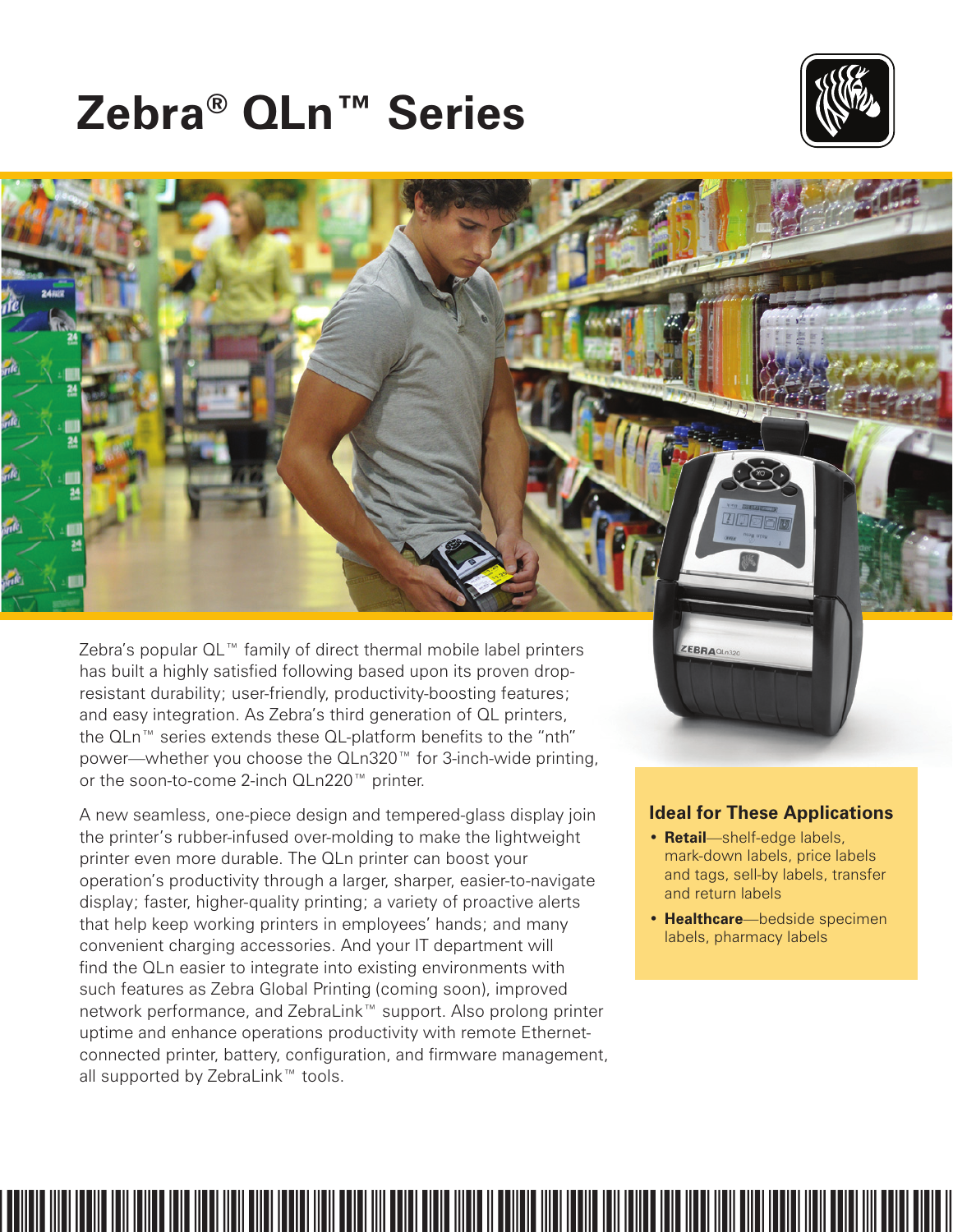# Zebra® QLn™ Series

Zebra's popular QL™ family of direct thermal mobile label printers has built a highly satisfied following based upon its proven drop-resistant durability; user-friendly, productivity-boosting features; and easy integration. As Zebra's third generation of QL printers, the QLn™ series extends these QL-platform benefits to the "nth" power—whether you choose the QLn320™ for 3-inch-wide printing, or the soon-to-come 2-inch QLn220™ printer.

A new seamless, one-piece design and tempered-glass display join the printer's rubber-infused over-molding to make the lightweight printer even more durable. The QLn printer can boost your operation's productivity through a larger, sharper, easier-to-navigate display; faster, higher-quality printing; a variety of proactive alerts that help keep working printers in employees' hands; and many convenient charging accessories. And your IT department will find the QLn easier to integrate into existing environments with such features as Zebra Global Printing (coming soon), improved network performance, and ZebraLink™ support. Also prolong printer uptime and enhance operations productivity with remote Ethernet-connected printer, battery, configuration, and firmware management, all supported by ZebraLink™ tools.

### Ideal for These Applications

- **Retail**—shelf-edge labels, mark-down labels, price labels and tags, sell-by labels, transfer and return labels
- **Healthcare**—bedside specimen labels, pharmacy labels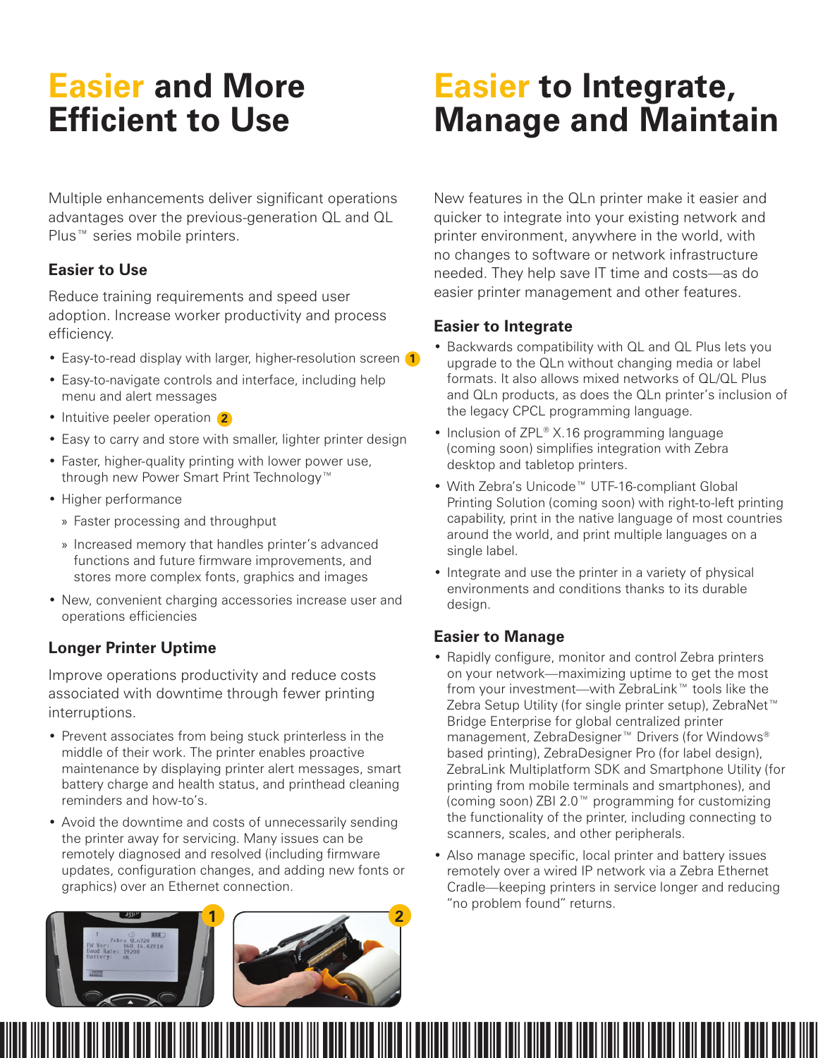# Easier and More Efficient to Use

Multiple enhancements deliver significant operations advantages over the previous-generation QL and QL Plus™ series mobile printers.

### Easier to Use

Reduce training requirements and speed user adoption. Increase worker productivity and process efficiency.

- Easy-to-read display with larger, higher-resolution screen 1
- Easy-to-navigate controls and interface, including help menu and alert messages
- Intuitive peeler operation 2
- Easy to carry and store with smaller, lighter printer design
- Faster, higher-quality printing with lower power use, through new Power Smart Print Technology™
- Higher performance
  - » Faster processing and throughput
  - » Increased memory that handles printer's advanced functions and future firmware improvements, and stores more complex fonts, graphics and images
- New, convenient charging accessories increase user and operations efficiencies

### Longer Printer Uptime

Improve operations productivity and reduce costs associated with downtime through fewer printing interruptions.

- Prevent associates from being stuck printerless in the middle of their work. The printer enables proactive maintenance by displaying printer alert messages, smart battery charge and health status, and printhead cleaning reminders and how-to's.
- Avoid the downtime and costs of unnecessarily sending the printer away for servicing. Many issues can be remotely diagnosed and resolved (including firmware updates, configuration changes, and adding new fonts or graphics) over an Ethernet connection.

1

2

# Easier to Integrate, Manage and Maintain

New features in the QLn printer make it easier and quicker to integrate into your existing network and printer environment, anywhere in the world, with no changes to software or network infrastructure needed. They help save IT time and costs—as do easier printer management and other features.

### Easier to Integrate

- Backwards compatibility with QL and QL Plus lets you upgrade to the QLn without changing media or label formats. It also allows mixed networks of QL/QL Plus and QLn products, as does the QLn printer's inclusion of the legacy CPCL programming language.
- Inclusion of ZPL® X.16 programming language (coming soon) simplifies integration with Zebra desktop and tabletop printers.
- With Zebra's Unicode™ UTF-16-compliant Global Printing Solution (coming soon) with right-to-left printing capability, print in the native language of most countries around the world, and print multiple languages on a single label.
- Integrate and use the printer in a variety of physical environments and conditions thanks to its durable design.

### Easier to Manage

- Rapidly configure, monitor and control Zebra printers on your network—maximizing uptime to get the most from your investment—with ZebraLink™ tools like the Zebra Setup Utility (for single printer setup), ZebraNet™ Bridge Enterprise for global centralized printer management, ZebraDesigner™ Drivers (for Windows® based printing), ZebraDesigner Pro (for label design), ZebraLink Multiplatform SDK and Smartphone Utility (for printing from mobile terminals and smartphones), and (coming soon) ZBI 2.0™ programming for customizing the functionality of the printer, including connecting to scanners, scales, and other peripherals.
- Also manage specific, local printer and battery issues remotely over a wired IP network via a Zebra Ethernet Cradle—keeping printers in service longer and reducing "no problem found" returns.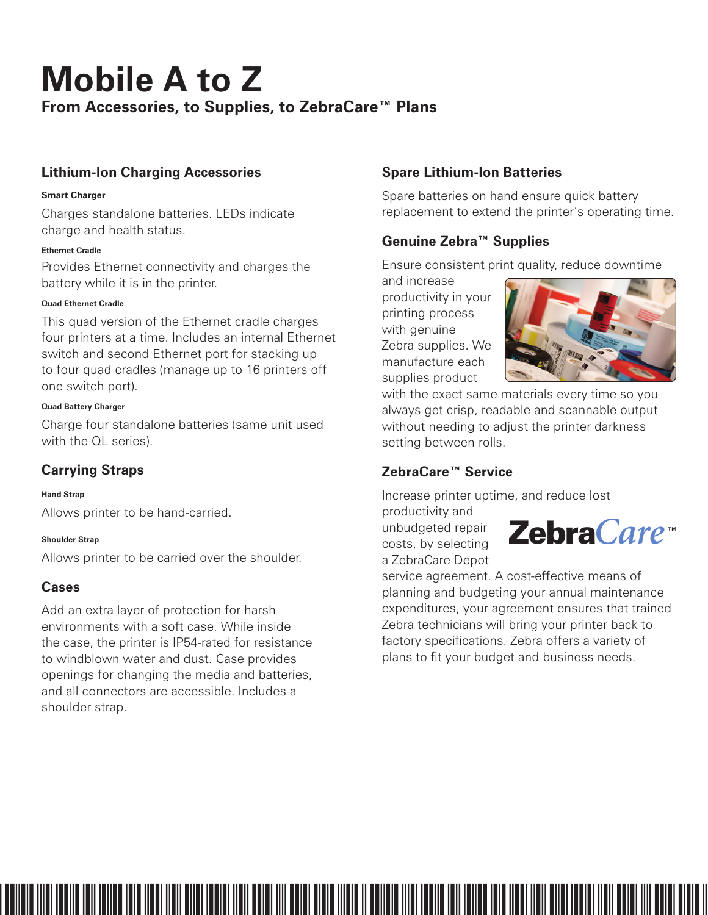# Mobile A to Z

**From Accessories, to Supplies, to ZebraCare™ Plans**

## Lithium-Ion Charging Accessories

#### Smart Charger

Charges standalone batteries. LEDs indicate charge and health status.

#### Ethernet Cradle

Provides Ethernet connectivity and charges the battery while it is in the printer.

#### Quad Ethernet Cradle

This quad version of the Ethernet cradle charges four printers at a time. Includes an internal Ethernet switch and second Ethernet port for stacking up to four quad cradles (manage up to 16 printers off one switch port).

#### Quad Battery Charger

Charge four standalone batteries (same unit used with the QL series).

## Carrying Straps

#### Hand Strap

Allows printer to be hand-carried.

#### Shoulder Strap

Allows printer to be carried over the shoulder.

## Cases

Add an extra layer of protection for harsh environments with a soft case. While inside the case, the printer is IP54-rated for resistance to windblown water and dust. Case provides openings for changing the media and batteries, and all connectors are accessible. Includes a shoulder strap.

## Spare Lithium-Ion Batteries

Spare batteries on hand ensure quick battery replacement to extend the printer's operating time.

## Genuine Zebra™ Supplies

Ensure consistent print quality, reduce downtime and increase productivity in your printing process with genuine Zebra supplies. We manufacture each supplies product with the exact same materials every time so you always get crisp, readable and scannable output without needing to adjust the printer darkness setting between rolls.

## ZebraCare™ Service

Increase printer uptime, and reduce lost productivity and unbudgeted repair costs, by selecting a ZebraCare Depot service agreement. A cost-effective means of planning and budgeting your annual maintenance expenditures, your agreement ensures that trained Zebra technicians will bring your printer back to factory specifications. Zebra offers a variety of plans to fit your budget and business needs.